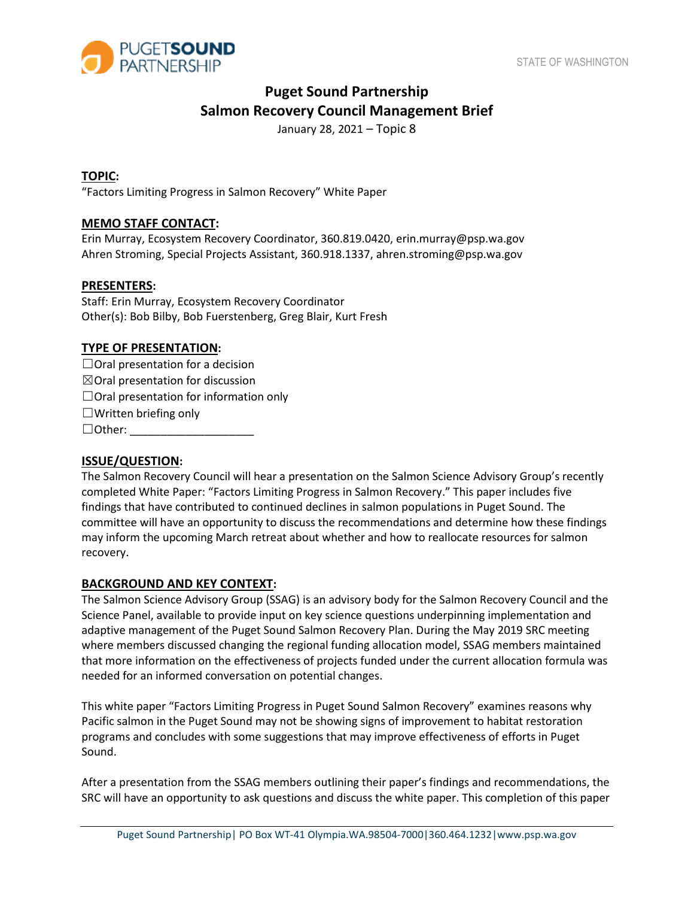STATE OF WASHINGTON

# Puget Sound Partnership
## Salmon Recovery Council Management Brief

January 28, 2021 – Topic 8

**TOPIC:**
"Factors Limiting Progress in Salmon Recovery" White Paper

**MEMO STAFF CONTACT:**
Erin Murray, Ecosystem Recovery Coordinator, 360.819.0420, erin.murray@psp.wa.gov
Ahren Stroming, Special Projects Assistant, 360.918.1337, ahren.stroming@psp.wa.gov

**PRESENTERS:**
Staff: Erin Murray, Ecosystem Recovery Coordinator
Other(s): Bob Bilby, Bob Fuerstenberg, Greg Blair, Kurt Fresh

**TYPE OF PRESENTATION:**
☐Oral presentation for a decision
☒Oral presentation for discussion
☐Oral presentation for information only
☐Written briefing only
☐Other: ____________________

**ISSUE/QUESTION:**
The Salmon Recovery Council will hear a presentation on the Salmon Science Advisory Group's recently completed White Paper: "Factors Limiting Progress in Salmon Recovery." This paper includes five findings that have contributed to continued declines in salmon populations in Puget Sound. The committee will have an opportunity to discuss the recommendations and determine how these findings may inform the upcoming March retreat about whether and how to reallocate resources for salmon recovery.

**BACKGROUND AND KEY CONTEXT:**
The Salmon Science Advisory Group (SSAG) is an advisory body for the Salmon Recovery Council and the Science Panel, available to provide input on key science questions underpinning implementation and adaptive management of the Puget Sound Salmon Recovery Plan. During the May 2019 SRC meeting where members discussed changing the regional funding allocation model, SSAG members maintained that more information on the effectiveness of projects funded under the current allocation formula was needed for an informed conversation on potential changes.

This white paper "Factors Limiting Progress in Puget Sound Salmon Recovery" examines reasons why Pacific salmon in the Puget Sound may not be showing signs of improvement to habitat restoration programs and concludes with some suggestions that may improve effectiveness of efforts in Puget Sound.

After a presentation from the SSAG members outlining their paper's findings and recommendations, the SRC will have an opportunity to ask questions and discuss the white paper. This completion of this paper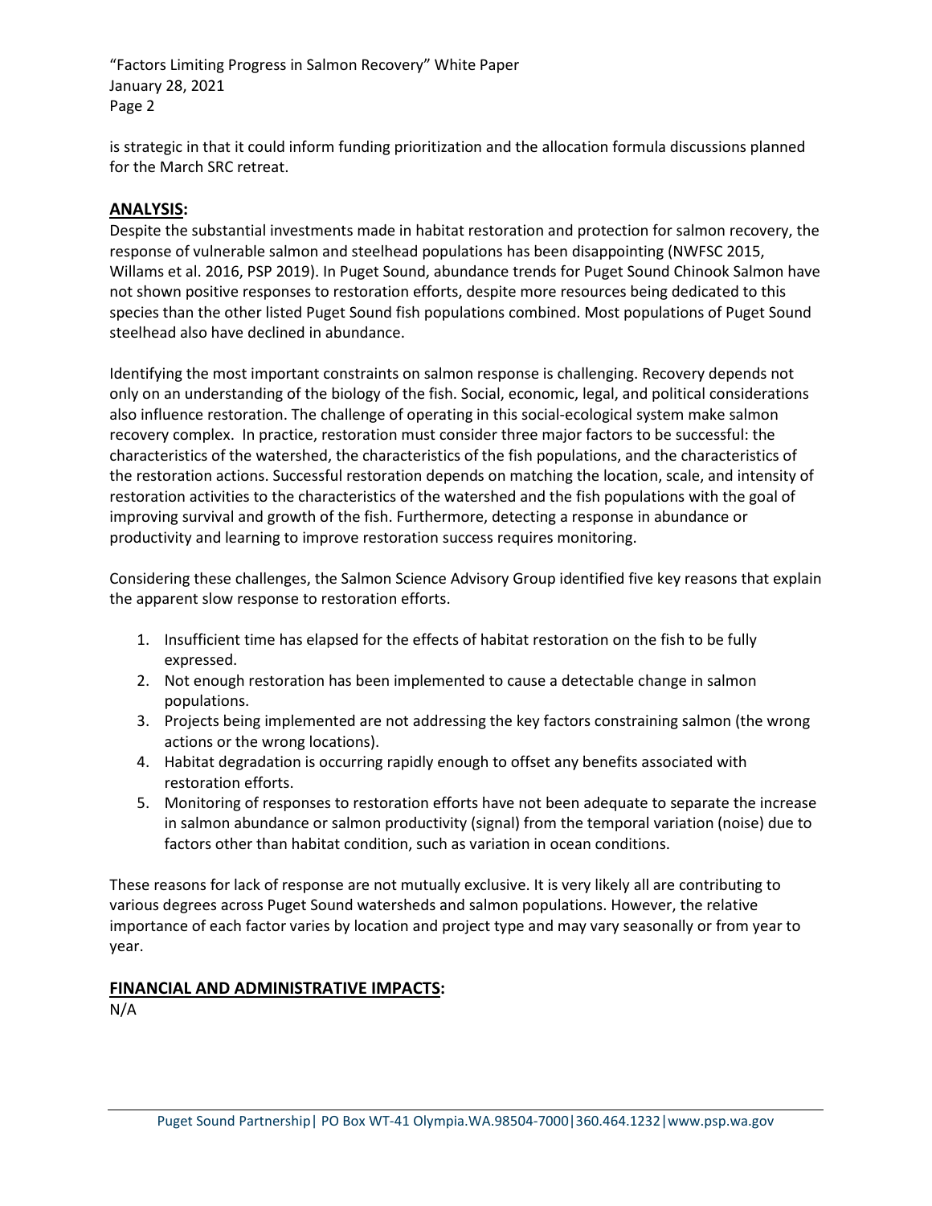is strategic in that it could inform funding prioritization and the allocation formula discussions planned for the March SRC retreat.

## ANALYSIS:

Despite the substantial investments made in habitat restoration and protection for salmon recovery, the response of vulnerable salmon and steelhead populations has been disappointing (NWFSC 2015, Willams et al. 2016, PSP 2019). In Puget Sound, abundance trends for Puget Sound Chinook Salmon have not shown positive responses to restoration efforts, despite more resources being dedicated to this species than the other listed Puget Sound fish populations combined. Most populations of Puget Sound steelhead also have declined in abundance.

Identifying the most important constraints on salmon response is challenging. Recovery depends not only on an understanding of the biology of the fish. Social, economic, legal, and political considerations also influence restoration. The challenge of operating in this social-ecological system make salmon recovery complex. In practice, restoration must consider three major factors to be successful: the characteristics of the watershed, the characteristics of the fish populations, and the characteristics of the restoration actions. Successful restoration depends on matching the location, scale, and intensity of restoration activities to the characteristics of the watershed and the fish populations with the goal of improving survival and growth of the fish. Furthermore, detecting a response in abundance or productivity and learning to improve restoration success requires monitoring.

Considering these challenges, the Salmon Science Advisory Group identified five key reasons that explain the apparent slow response to restoration efforts.

1. Insufficient time has elapsed for the effects of habitat restoration on the fish to be fully expressed.
2. Not enough restoration has been implemented to cause a detectable change in salmon populations.
3. Projects being implemented are not addressing the key factors constraining salmon (the wrong actions or the wrong locations).
4. Habitat degradation is occurring rapidly enough to offset any benefits associated with restoration efforts.
5. Monitoring of responses to restoration efforts have not been adequate to separate the increase in salmon abundance or salmon productivity (signal) from the temporal variation (noise) due to factors other than habitat condition, such as variation in ocean conditions.

These reasons for lack of response are not mutually exclusive. It is very likely all are contributing to various degrees across Puget Sound watersheds and salmon populations. However, the relative importance of each factor varies by location and project type and may vary seasonally or from year to year.

## FINANCIAL AND ADMINISTRATIVE IMPACTS:

N/A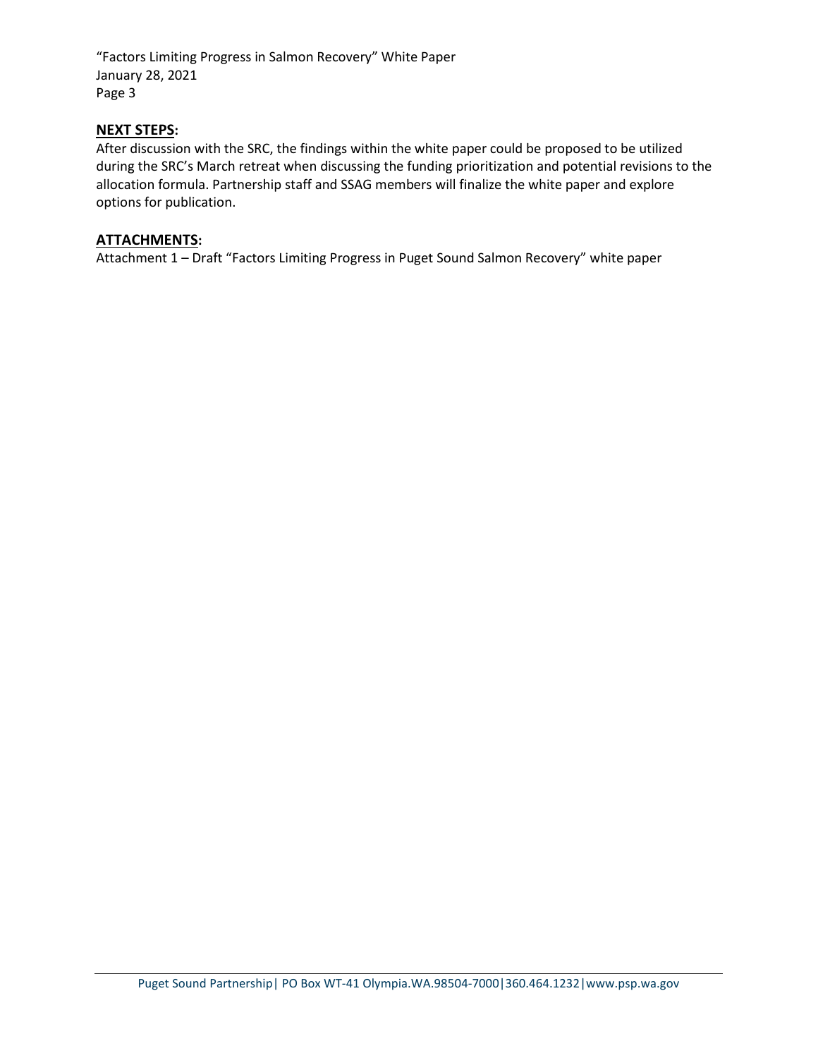## NEXT STEPS:

After discussion with the SRC, the findings within the white paper could be proposed to be utilized during the SRC's March retreat when discussing the funding prioritization and potential revisions to the allocation formula. Partnership staff and SSAG members will finalize the white paper and explore options for publication.

## ATTACHMENTS:

Attachment 1 – Draft "Factors Limiting Progress in Puget Sound Salmon Recovery" white paper